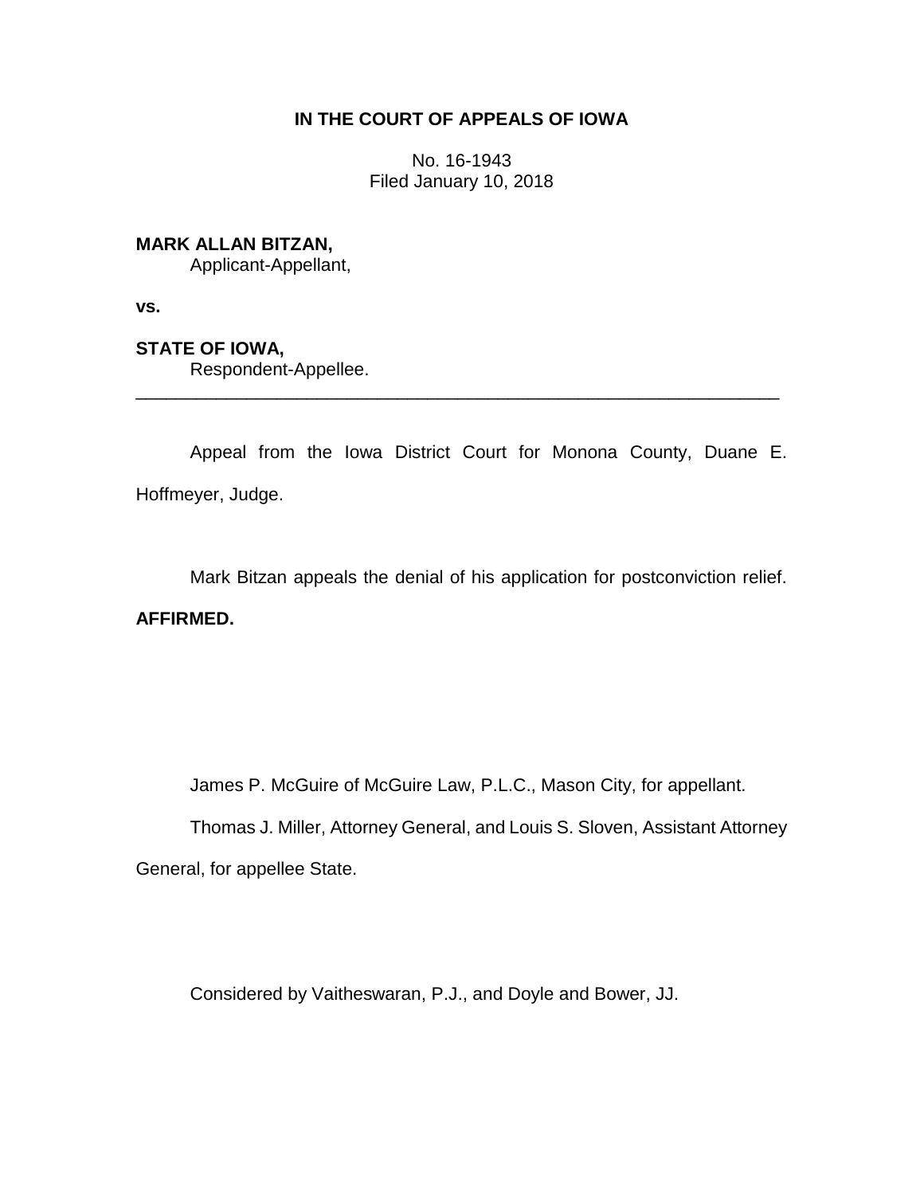**IN THE COURT OF APPEALS OF IOWA**

No. 16-1943
Filed January 10, 2018

**MARK ALLAN BITZAN,**
Applicant-Appellant,

**vs.**

**STATE OF IOWA,**
Respondent-Appellee.

---

Appeal from the Iowa District Court for Monona County, Duane E. Hoffmeyer, Judge.

Mark Bitzan appeals the denial of his application for postconviction relief. **AFFIRMED.**

James P. McGuire of McGuire Law, P.L.C., Mason City, for appellant.

Thomas J. Miller, Attorney General, and Louis S. Sloven, Assistant Attorney General, for appellee State.

Considered by Vaitheswaran, P.J., and Doyle and Bower, JJ.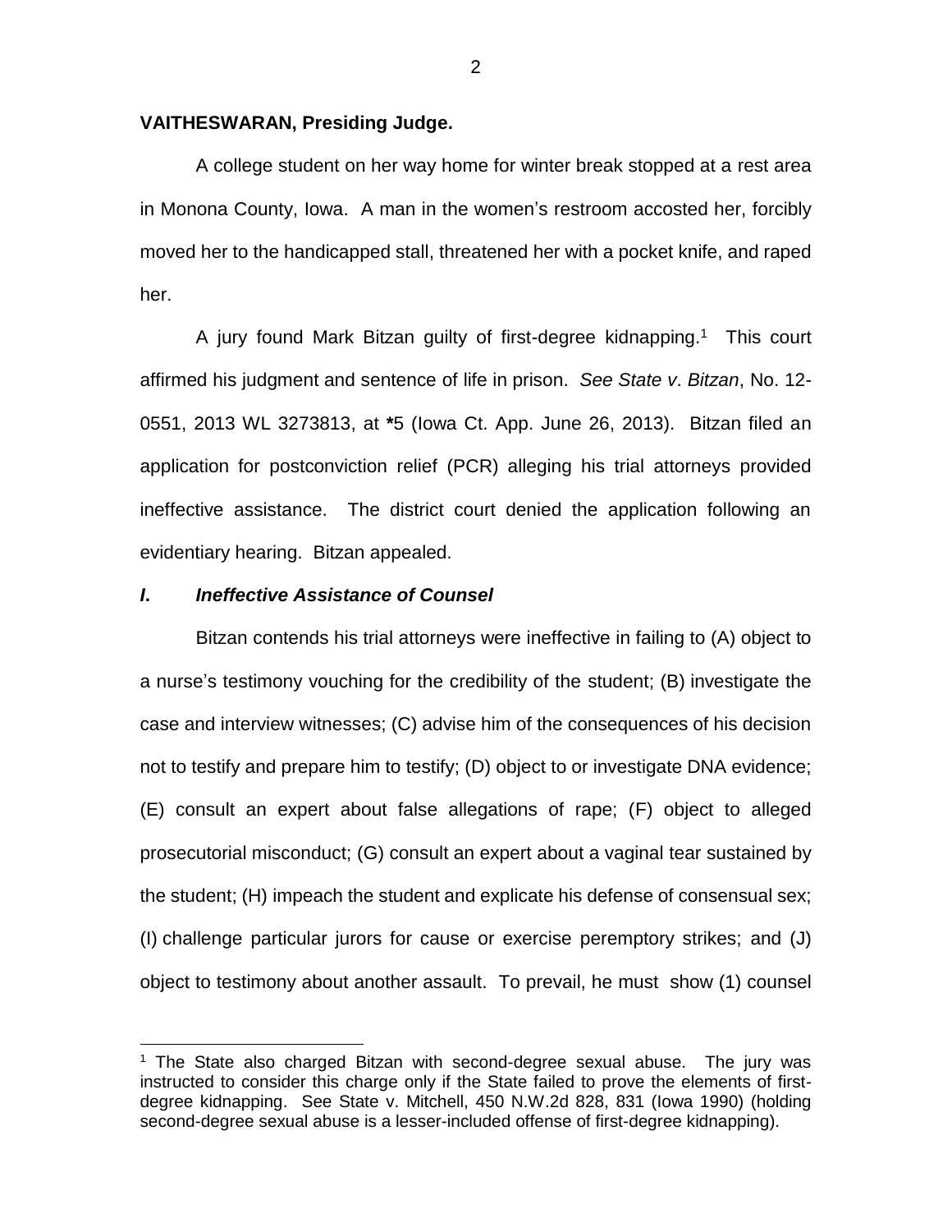**VAITHESWARAN, Presiding Judge.**

A college student on her way home for winter break stopped at a rest area in Monona County, Iowa. A man in the women's restroom accosted her, forcibly moved her to the handicapped stall, threatened her with a pocket knife, and raped her.

A jury found Mark Bitzan guilty of first-degree kidnapping.[1] This court affirmed his judgment and sentence of life in prison. *See State v. Bitzan*, No. 12-0551, 2013 WL 3273813, at *5 (Iowa Ct. App. June 26, 2013). Bitzan filed an application for postconviction relief (PCR) alleging his trial attorneys provided ineffective assistance. The district court denied the application following an evidentiary hearing. Bitzan appealed.

### *I. Ineffective Assistance of Counsel*

Bitzan contends his trial attorneys were ineffective in failing to (A) object to a nurse's testimony vouching for the credibility of the student; (B) investigate the case and interview witnesses; (C) advise him of the consequences of his decision not to testify and prepare him to testify; (D) object to or investigate DNA evidence; (E) consult an expert about false allegations of rape; (F) object to alleged prosecutorial misconduct; (G) consult an expert about a vaginal tear sustained by the student; (H) impeach the student and explicate his defense of consensual sex; (I) challenge particular jurors for cause or exercise peremptory strikes; and (J) object to testimony about another assault. To prevail, he must show (1) counsel

---

[1] The State also charged Bitzan with second-degree sexual abuse. The jury was instructed to consider this charge only if the State failed to prove the elements of first-degree kidnapping. See State v. Mitchell, 450 N.W.2d 828, 831 (Iowa 1990) (holding second-degree sexual abuse is a lesser-included offense of first-degree kidnapping).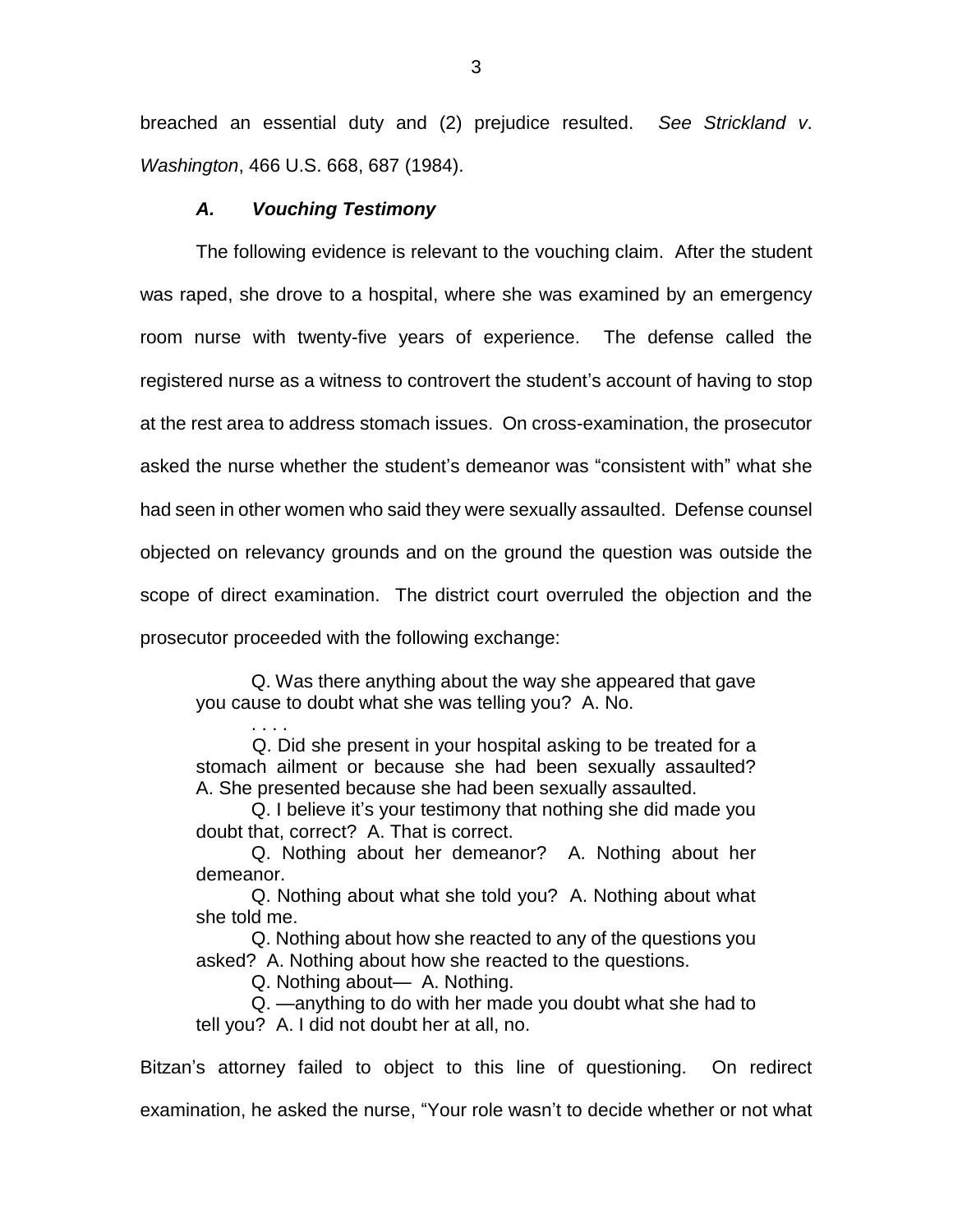breached an essential duty and (2) prejudice resulted. *See Strickland v. Washington*, 466 U.S. 668, 687 (1984).

### *A. Vouching Testimony*

The following evidence is relevant to the vouching claim. After the student was raped, she drove to a hospital, where she was examined by an emergency room nurse with twenty-five years of experience. The defense called the registered nurse as a witness to controvert the student's account of having to stop at the rest area to address stomach issues. On cross-examination, the prosecutor asked the nurse whether the student's demeanor was "consistent with" what she had seen in other women who said they were sexually assaulted. Defense counsel objected on relevancy grounds and on the ground the question was outside the scope of direct examination. The district court overruled the objection and the prosecutor proceeded with the following exchange:

> Q. Was there anything about the way she appeared that gave you cause to doubt what she was telling you? A. No.
>
> . . . .
>
> Q. Did she present in your hospital asking to be treated for a stomach ailment or because she had been sexually assaulted? A. She presented because she had been sexually assaulted.
>
> Q. I believe it's your testimony that nothing she did made you doubt that, correct? A. That is correct.
>
> Q. Nothing about her demeanor? A. Nothing about her demeanor.
>
> Q. Nothing about what she told you? A. Nothing about what she told me.
>
> Q. Nothing about how she reacted to any of the questions you asked? A. Nothing about how she reacted to the questions.
>
> Q. Nothing about— A. Nothing.
>
> Q. —anything to do with her made you doubt what she had to tell you? A. I did not doubt her at all, no.

Bitzan's attorney failed to object to this line of questioning. On redirect examination, he asked the nurse, "Your role wasn't to decide whether or not what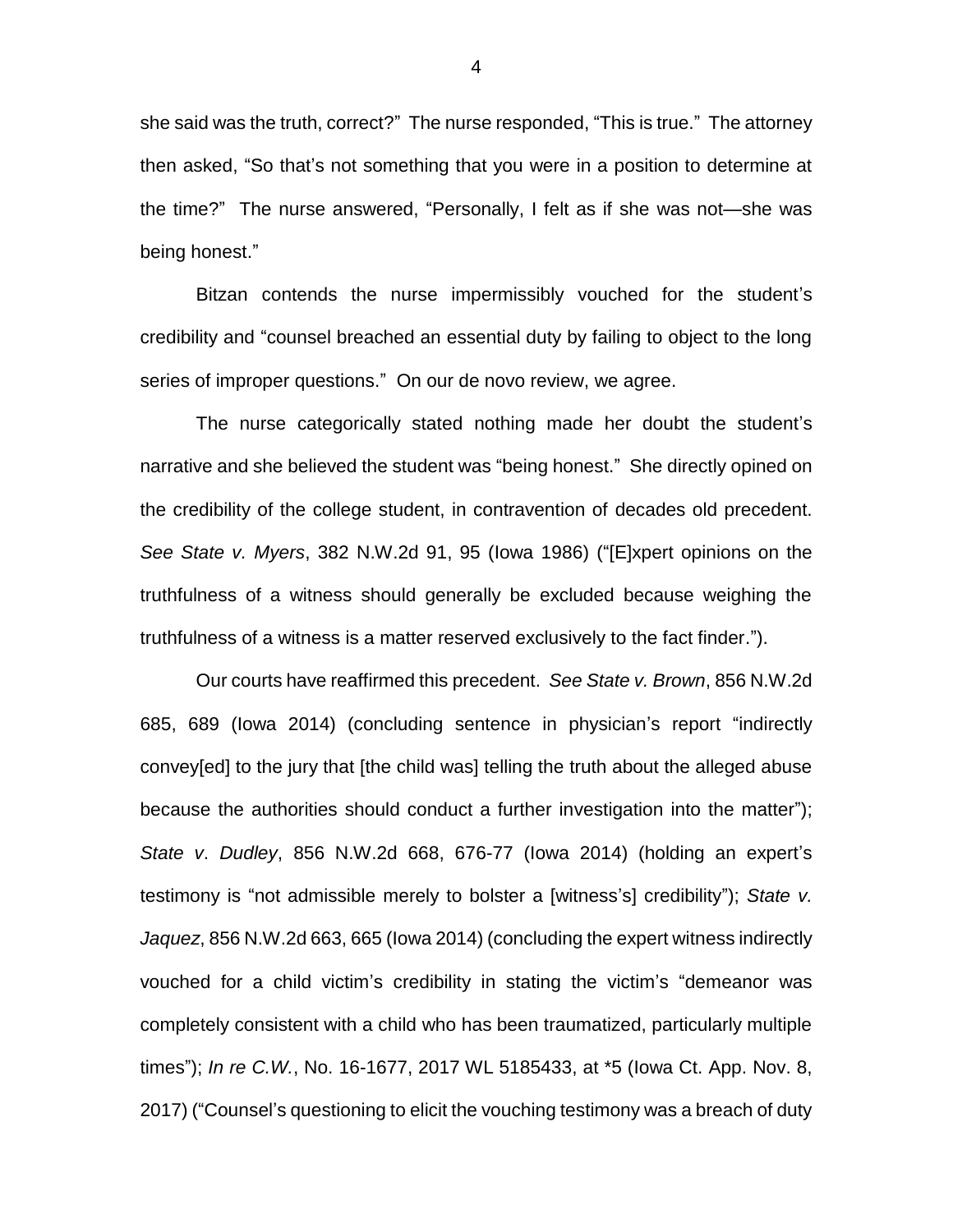she said was the truth, correct?" The nurse responded, "This is true." The attorney then asked, "So that's not something that you were in a position to determine at the time?" The nurse answered, "Personally, I felt as if she was not—she was being honest."

Bitzan contends the nurse impermissibly vouched for the student's credibility and "counsel breached an essential duty by failing to object to the long series of improper questions." On our de novo review, we agree.

The nurse categorically stated nothing made her doubt the student's narrative and she believed the student was "being honest." She directly opined on the credibility of the college student, in contravention of decades old precedent. *See State v. Myers*, 382 N.W.2d 91, 95 (Iowa 1986) ("[E]xpert opinions on the truthfulness of a witness should generally be excluded because weighing the truthfulness of a witness is a matter reserved exclusively to the fact finder.").

Our courts have reaffirmed this precedent. *See State v. Brown*, 856 N.W.2d 685, 689 (Iowa 2014) (concluding sentence in physician's report "indirectly convey[ed] to the jury that [the child was] telling the truth about the alleged abuse because the authorities should conduct a further investigation into the matter"); *State v. Dudley*, 856 N.W.2d 668, 676-77 (Iowa 2014) (holding an expert's testimony is "not admissible merely to bolster a [witness's] credibility"); *State v. Jaquez*, 856 N.W.2d 663, 665 (Iowa 2014) (concluding the expert witness indirectly vouched for a child victim's credibility in stating the victim's "demeanor was completely consistent with a child who has been traumatized, particularly multiple times"); *In re C.W.*, No. 16-1677, 2017 WL 5185433, at *5 (Iowa Ct. App. Nov. 8, 2017) ("Counsel's questioning to elicit the vouching testimony was a breach of duty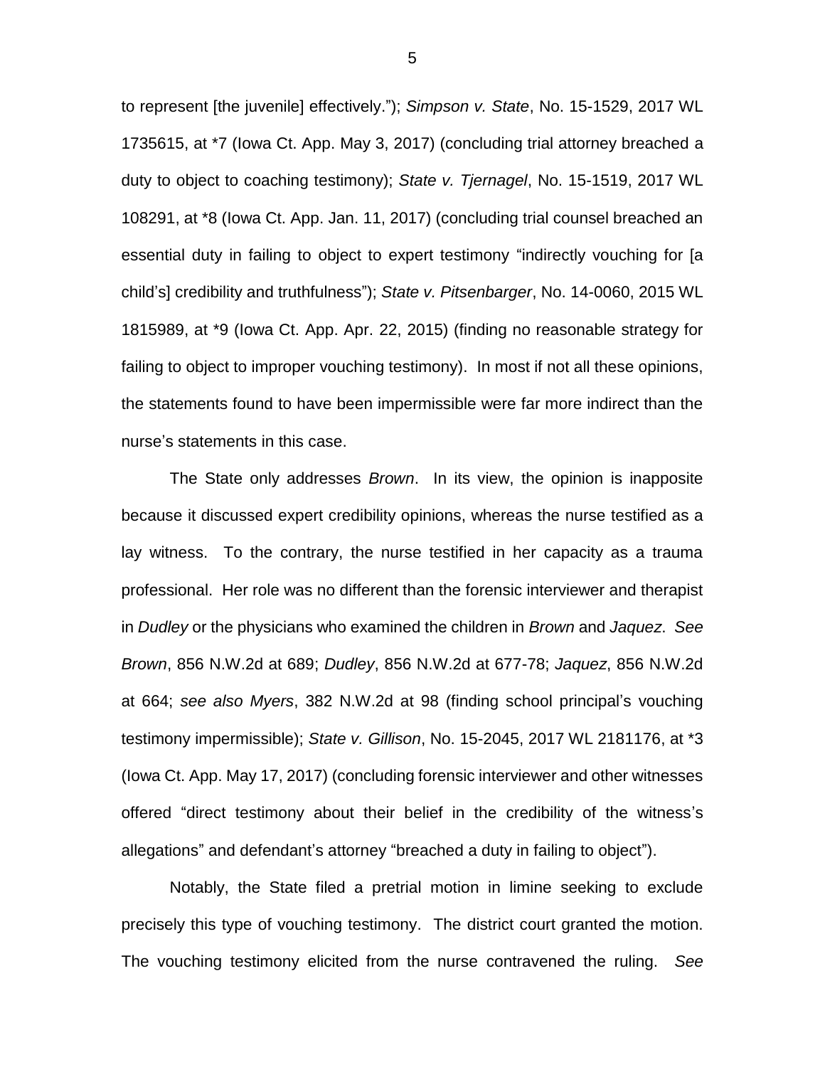to represent [the juvenile] effectively."); *Simpson v. State*, No. 15-1529, 2017 WL 1735615, at *7 (Iowa Ct. App. May 3, 2017) (concluding trial attorney breached a duty to object to coaching testimony); *State v. Tjernagel*, No. 15-1519, 2017 WL 108291, at *8 (Iowa Ct. App. Jan. 11, 2017) (concluding trial counsel breached an essential duty in failing to object to expert testimony "indirectly vouching for [a child's] credibility and truthfulness"); *State v. Pitsenbarger*, No. 14-0060, 2015 WL 1815989, at *9 (Iowa Ct. App. Apr. 22, 2015) (finding no reasonable strategy for failing to object to improper vouching testimony). In most if not all these opinions, the statements found to have been impermissible were far more indirect than the nurse's statements in this case.

The State only addresses *Brown*. In its view, the opinion is inapposite because it discussed expert credibility opinions, whereas the nurse testified as a lay witness. To the contrary, the nurse testified in her capacity as a trauma professional. Her role was no different than the forensic interviewer and therapist in *Dudley* or the physicians who examined the children in *Brown* and *Jaquez*. *See Brown*, 856 N.W.2d at 689; *Dudley*, 856 N.W.2d at 677-78; *Jaquez*, 856 N.W.2d at 664; *see also Myers*, 382 N.W.2d at 98 (finding school principal's vouching testimony impermissible); *State v. Gillison*, No. 15-2045, 2017 WL 2181176, at *3 (Iowa Ct. App. May 17, 2017) (concluding forensic interviewer and other witnesses offered "direct testimony about their belief in the credibility of the witness's allegations" and defendant's attorney "breached a duty in failing to object").

Notably, the State filed a pretrial motion in limine seeking to exclude precisely this type of vouching testimony. The district court granted the motion. The vouching testimony elicited from the nurse contravened the ruling. *See*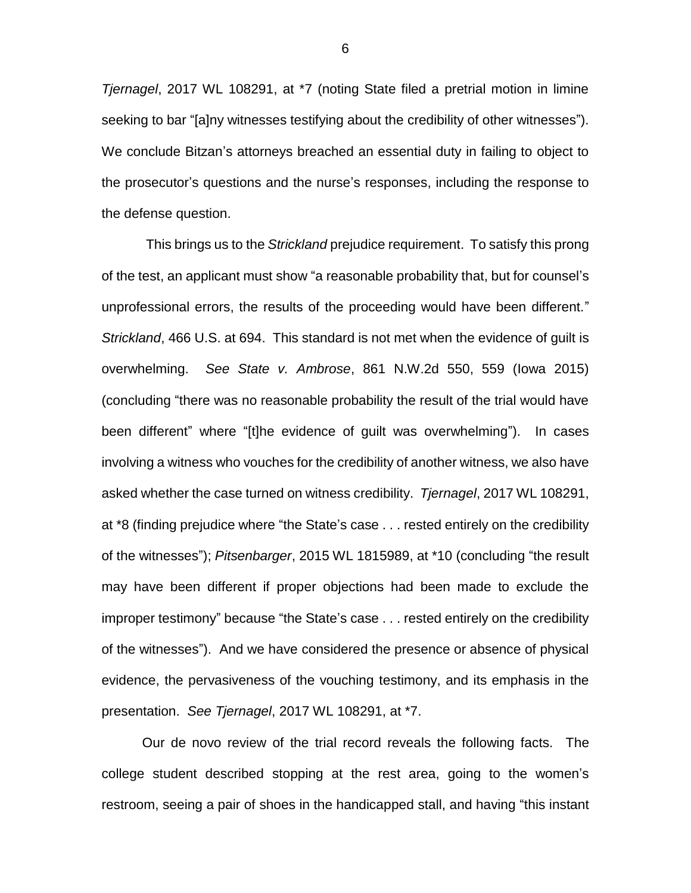*Tjernagel*, 2017 WL 108291, at *7 (noting State filed a pretrial motion in limine seeking to bar "[a]ny witnesses testifying about the credibility of other witnesses"). We conclude Bitzan's attorneys breached an essential duty in failing to object to the prosecutor's questions and the nurse's responses, including the response to the defense question.

This brings us to the *Strickland* prejudice requirement. To satisfy this prong of the test, an applicant must show "a reasonable probability that, but for counsel's unprofessional errors, the results of the proceeding would have been different." *Strickland*, 466 U.S. at 694. This standard is not met when the evidence of guilt is overwhelming. *See State v. Ambrose*, 861 N.W.2d 550, 559 (Iowa 2015) (concluding "there was no reasonable probability the result of the trial would have been different" where "[t]he evidence of guilt was overwhelming"). In cases involving a witness who vouches for the credibility of another witness, we also have asked whether the case turned on witness credibility. *Tjernagel*, 2017 WL 108291, at *8 (finding prejudice where "the State's case . . . rested entirely on the credibility of the witnesses"); *Pitsenbarger*, 2015 WL 1815989, at *10 (concluding "the result may have been different if proper objections had been made to exclude the improper testimony" because "the State's case . . . rested entirely on the credibility of the witnesses"). And we have considered the presence or absence of physical evidence, the pervasiveness of the vouching testimony, and its emphasis in the presentation. *See Tjernagel*, 2017 WL 108291, at *7.

Our de novo review of the trial record reveals the following facts. The college student described stopping at the rest area, going to the women's restroom, seeing a pair of shoes in the handicapped stall, and having "this instant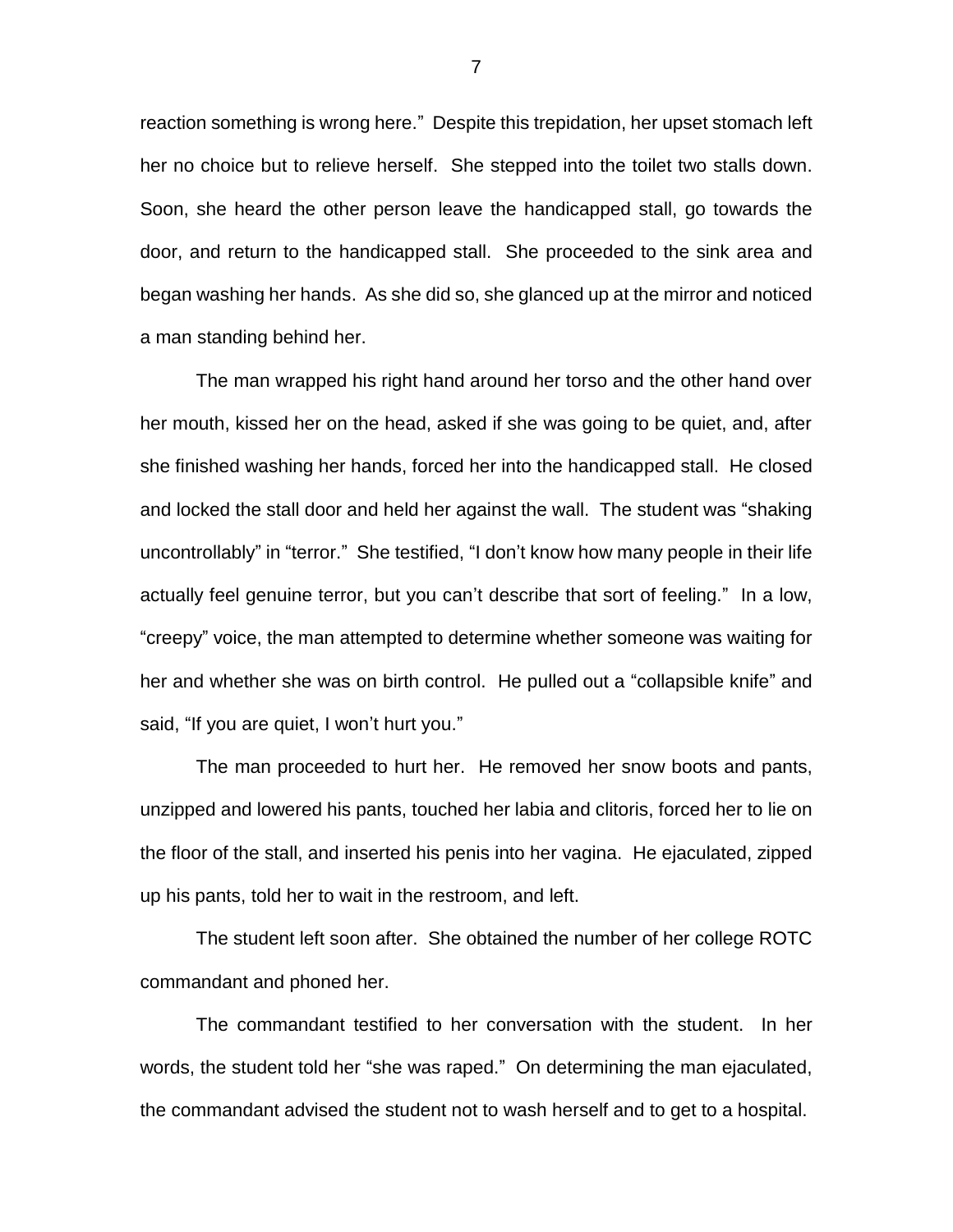reaction something is wrong here." Despite this trepidation, her upset stomach left her no choice but to relieve herself. She stepped into the toilet two stalls down. Soon, she heard the other person leave the handicapped stall, go towards the door, and return to the handicapped stall. She proceeded to the sink area and began washing her hands. As she did so, she glanced up at the mirror and noticed a man standing behind her.

The man wrapped his right hand around her torso and the other hand over her mouth, kissed her on the head, asked if she was going to be quiet, and, after she finished washing her hands, forced her into the handicapped stall. He closed and locked the stall door and held her against the wall. The student was "shaking uncontrollably" in "terror." She testified, "I don't know how many people in their life actually feel genuine terror, but you can't describe that sort of feeling." In a low, "creepy" voice, the man attempted to determine whether someone was waiting for her and whether she was on birth control. He pulled out a "collapsible knife" and said, "If you are quiet, I won't hurt you."

The man proceeded to hurt her. He removed her snow boots and pants, unzipped and lowered his pants, touched her labia and clitoris, forced her to lie on the floor of the stall, and inserted his penis into her vagina. He ejaculated, zipped up his pants, told her to wait in the restroom, and left.

The student left soon after. She obtained the number of her college ROTC commandant and phoned her.

The commandant testified to her conversation with the student. In her words, the student told her "she was raped." On determining the man ejaculated, the commandant advised the student not to wash herself and to get to a hospital.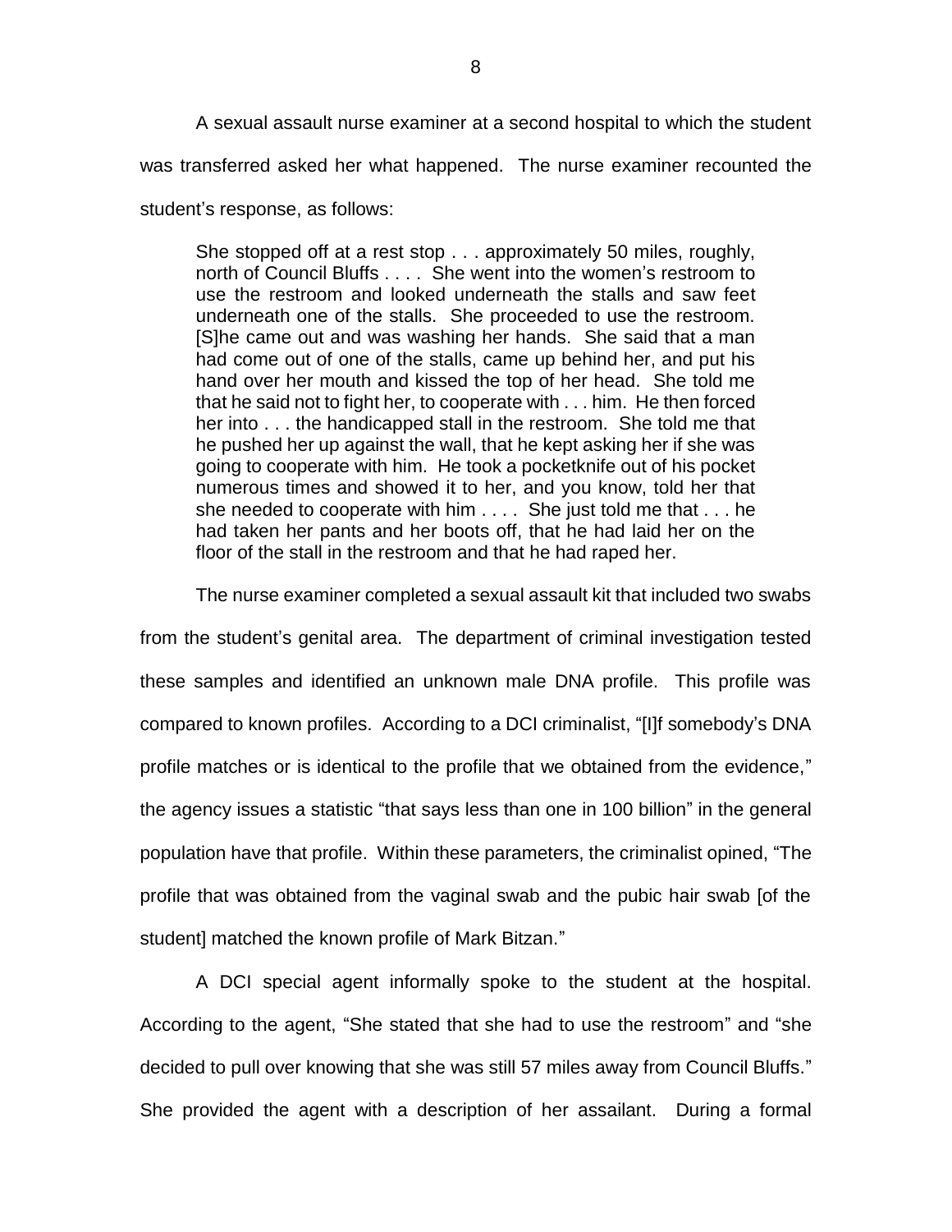A sexual assault nurse examiner at a second hospital to which the student was transferred asked her what happened. The nurse examiner recounted the student's response, as follows:

> She stopped off at a rest stop . . . approximately 50 miles, roughly, north of Council Bluffs . . . . She went into the women's restroom to use the restroom and looked underneath the stalls and saw feet underneath one of the stalls. She proceeded to use the restroom. [S]he came out and was washing her hands. She said that a man had come out of one of the stalls, came up behind her, and put his hand over her mouth and kissed the top of her head. She told me that he said not to fight her, to cooperate with . . . him. He then forced her into . . . the handicapped stall in the restroom. She told me that he pushed her up against the wall, that he kept asking her if she was going to cooperate with him. He took a pocketknife out of his pocket numerous times and showed it to her, and you know, told her that she needed to cooperate with him . . . . She just told me that . . . he had taken her pants and her boots off, that he had laid her on the floor of the stall in the restroom and that he had raped her.

The nurse examiner completed a sexual assault kit that included two swabs from the student's genital area. The department of criminal investigation tested these samples and identified an unknown male DNA profile. This profile was compared to known profiles. According to a DCI criminalist, "[I]f somebody's DNA profile matches or is identical to the profile that we obtained from the evidence," the agency issues a statistic "that says less than one in 100 billion" in the general population have that profile. Within these parameters, the criminalist opined, "The profile that was obtained from the vaginal swab and the pubic hair swab [of the student] matched the known profile of Mark Bitzan."

A DCI special agent informally spoke to the student at the hospital. According to the agent, "She stated that she had to use the restroom" and "she decided to pull over knowing that she was still 57 miles away from Council Bluffs." She provided the agent with a description of her assailant. During a formal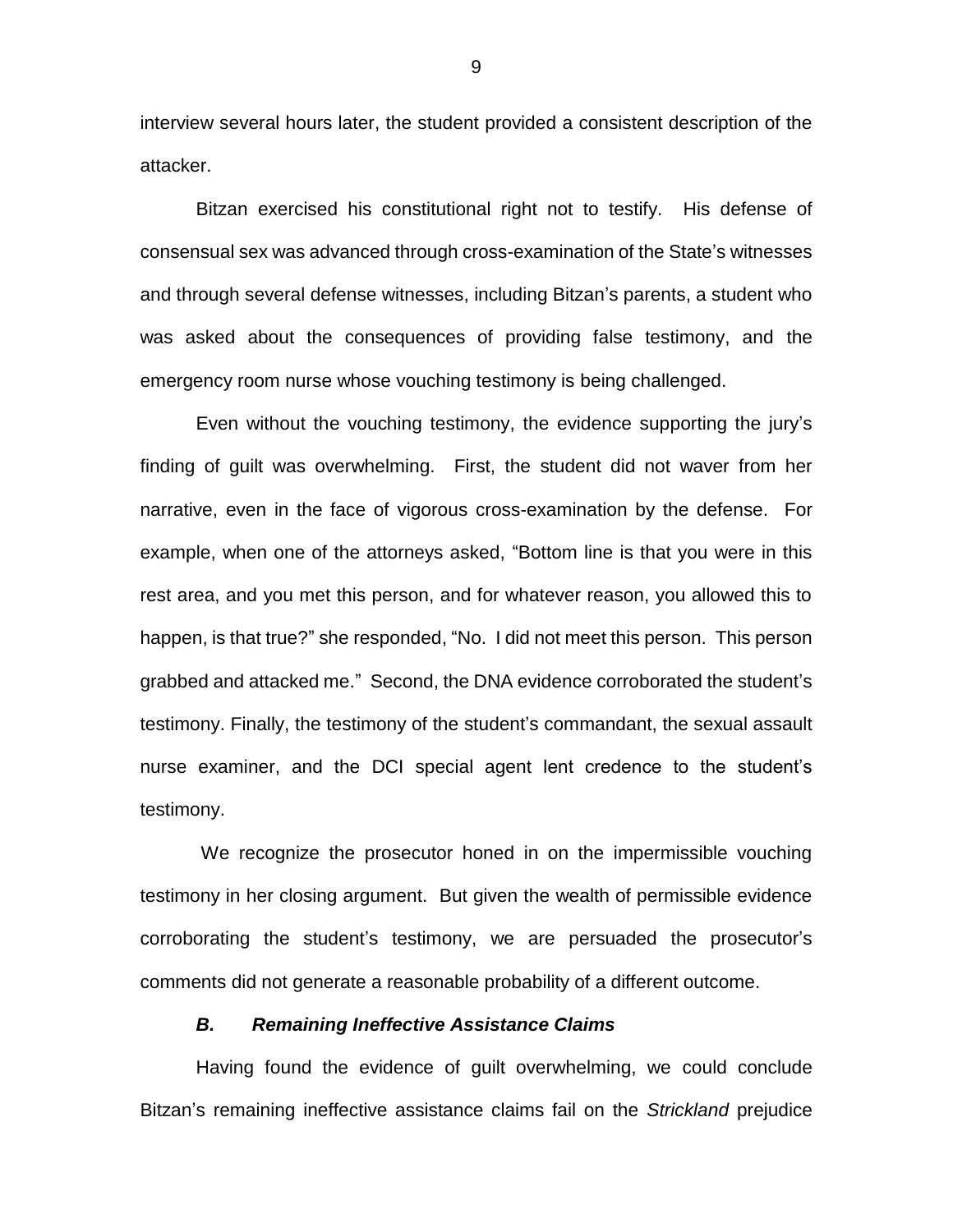interview several hours later, the student provided a consistent description of the attacker.

Bitzan exercised his constitutional right not to testify. His defense of consensual sex was advanced through cross-examination of the State's witnesses and through several defense witnesses, including Bitzan's parents, a student who was asked about the consequences of providing false testimony, and the emergency room nurse whose vouching testimony is being challenged.

Even without the vouching testimony, the evidence supporting the jury's finding of guilt was overwhelming. First, the student did not waver from her narrative, even in the face of vigorous cross-examination by the defense. For example, when one of the attorneys asked, "Bottom line is that you were in this rest area, and you met this person, and for whatever reason, you allowed this to happen, is that true?" she responded, "No. I did not meet this person. This person grabbed and attacked me." Second, the DNA evidence corroborated the student's testimony. Finally, the testimony of the student's commandant, the sexual assault nurse examiner, and the DCI special agent lent credence to the student's testimony.

We recognize the prosecutor honed in on the impermissible vouching testimony in her closing argument. But given the wealth of permissible evidence corroborating the student's testimony, we are persuaded the prosecutor's comments did not generate a reasonable probability of a different outcome.

### *B. Remaining Ineffective Assistance Claims*

Having found the evidence of guilt overwhelming, we could conclude Bitzan's remaining ineffective assistance claims fail on the *Strickland* prejudice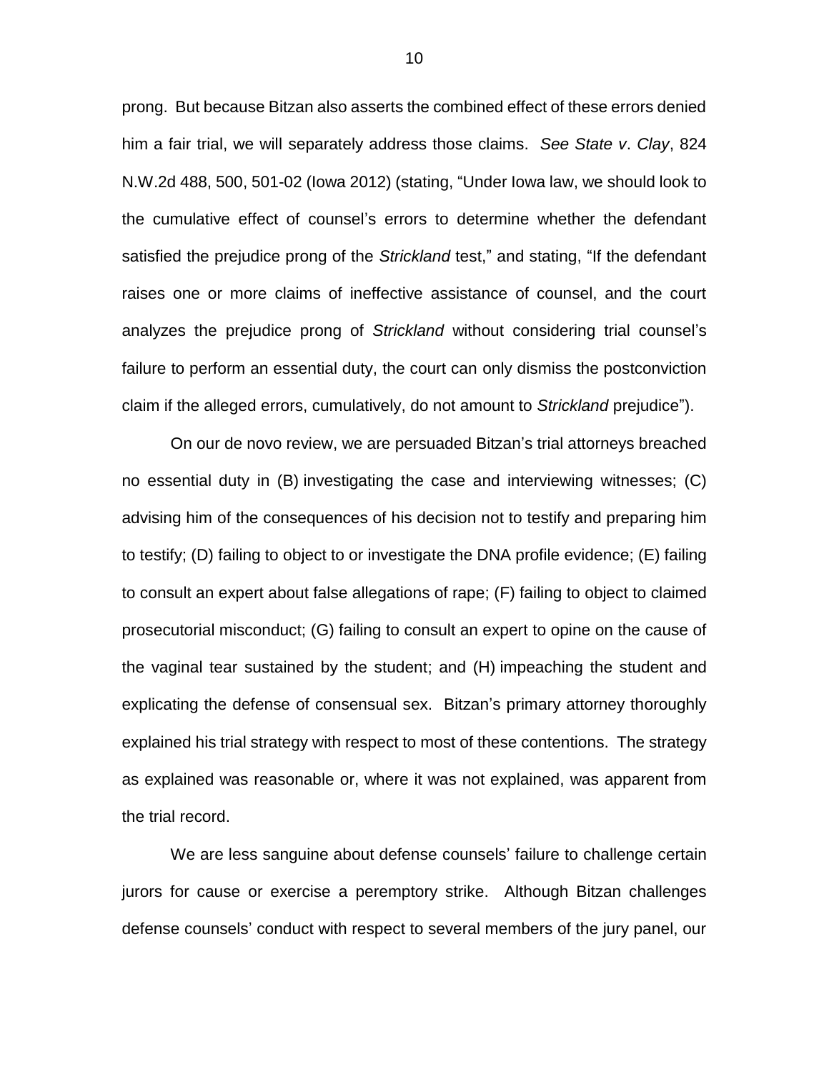prong. But because Bitzan also asserts the combined effect of these errors denied him a fair trial, we will separately address those claims. *See State v. Clay*, 824 N.W.2d 488, 500, 501-02 (Iowa 2012) (stating, "Under Iowa law, we should look to the cumulative effect of counsel's errors to determine whether the defendant satisfied the prejudice prong of the *Strickland* test," and stating, "If the defendant raises one or more claims of ineffective assistance of counsel, and the court analyzes the prejudice prong of *Strickland* without considering trial counsel's failure to perform an essential duty, the court can only dismiss the postconviction claim if the alleged errors, cumulatively, do not amount to *Strickland* prejudice").

On our de novo review, we are persuaded Bitzan's trial attorneys breached no essential duty in (B) investigating the case and interviewing witnesses; (C) advising him of the consequences of his decision not to testify and preparing him to testify; (D) failing to object to or investigate the DNA profile evidence; (E) failing to consult an expert about false allegations of rape; (F) failing to object to claimed prosecutorial misconduct; (G) failing to consult an expert to opine on the cause of the vaginal tear sustained by the student; and (H) impeaching the student and explicating the defense of consensual sex. Bitzan's primary attorney thoroughly explained his trial strategy with respect to most of these contentions. The strategy as explained was reasonable or, where it was not explained, was apparent from the trial record.

We are less sanguine about defense counsels' failure to challenge certain jurors for cause or exercise a peremptory strike. Although Bitzan challenges defense counsels' conduct with respect to several members of the jury panel, our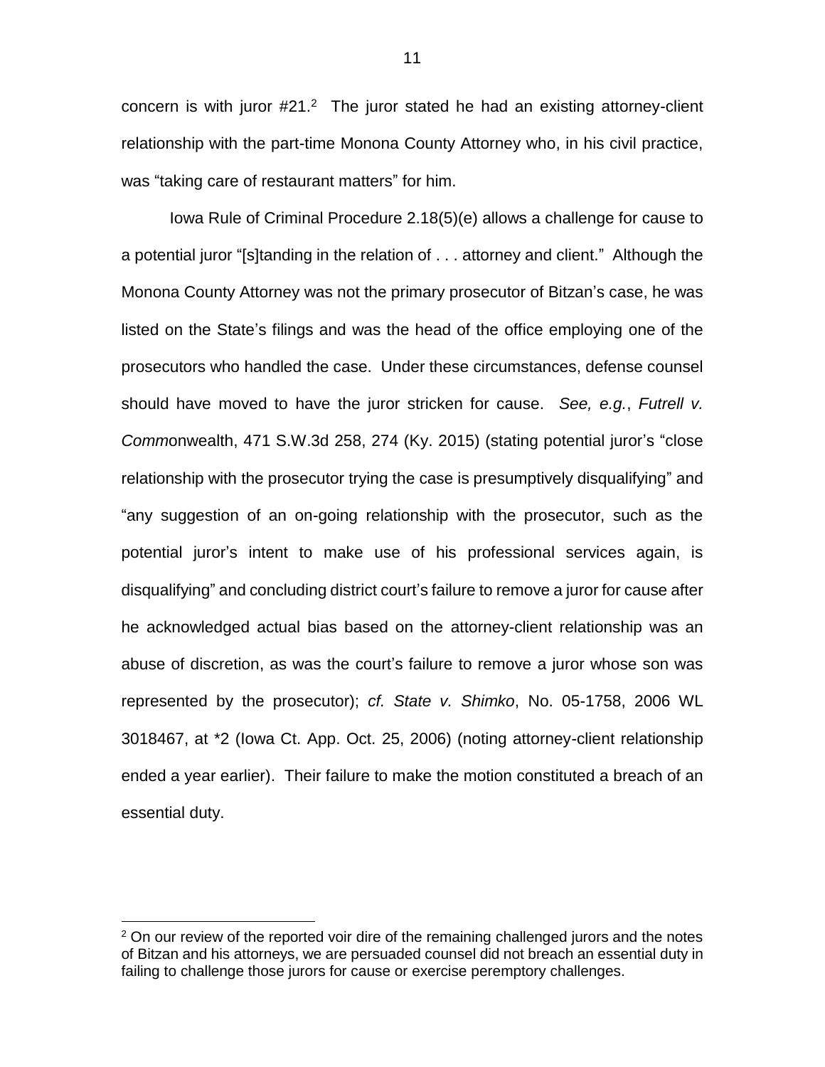concern is with juror #21.[2] The juror stated he had an existing attorney-client relationship with the part-time Monona County Attorney who, in his civil practice, was "taking care of restaurant matters" for him.

Iowa Rule of Criminal Procedure 2.18(5)(e) allows a challenge for cause to a potential juror "[s]tanding in the relation of . . . attorney and client." Although the Monona County Attorney was not the primary prosecutor of Bitzan's case, he was listed on the State's filings and was the head of the office employing one of the prosecutors who handled the case. Under these circumstances, defense counsel should have moved to have the juror stricken for cause. *See, e.g.*, *Futrell v. Comm*onwealth, 471 S.W.3d 258, 274 (Ky. 2015) (stating potential juror's "close relationship with the prosecutor trying the case is presumptively disqualifying" and "any suggestion of an on-going relationship with the prosecutor, such as the potential juror's intent to make use of his professional services again, is disqualifying" and concluding district court's failure to remove a juror for cause after he acknowledged actual bias based on the attorney-client relationship was an abuse of discretion, as was the court's failure to remove a juror whose son was represented by the prosecutor); *cf. State v. Shimko*, No. 05-1758, 2006 WL 3018467, at *2 (Iowa Ct. App. Oct. 25, 2006) (noting attorney-client relationship ended a year earlier). Their failure to make the motion constituted a breach of an essential duty.

[2] On our review of the reported voir dire of the remaining challenged jurors and the notes of Bitzan and his attorneys, we are persuaded counsel did not breach an essential duty in failing to challenge those jurors for cause or exercise peremptory challenges.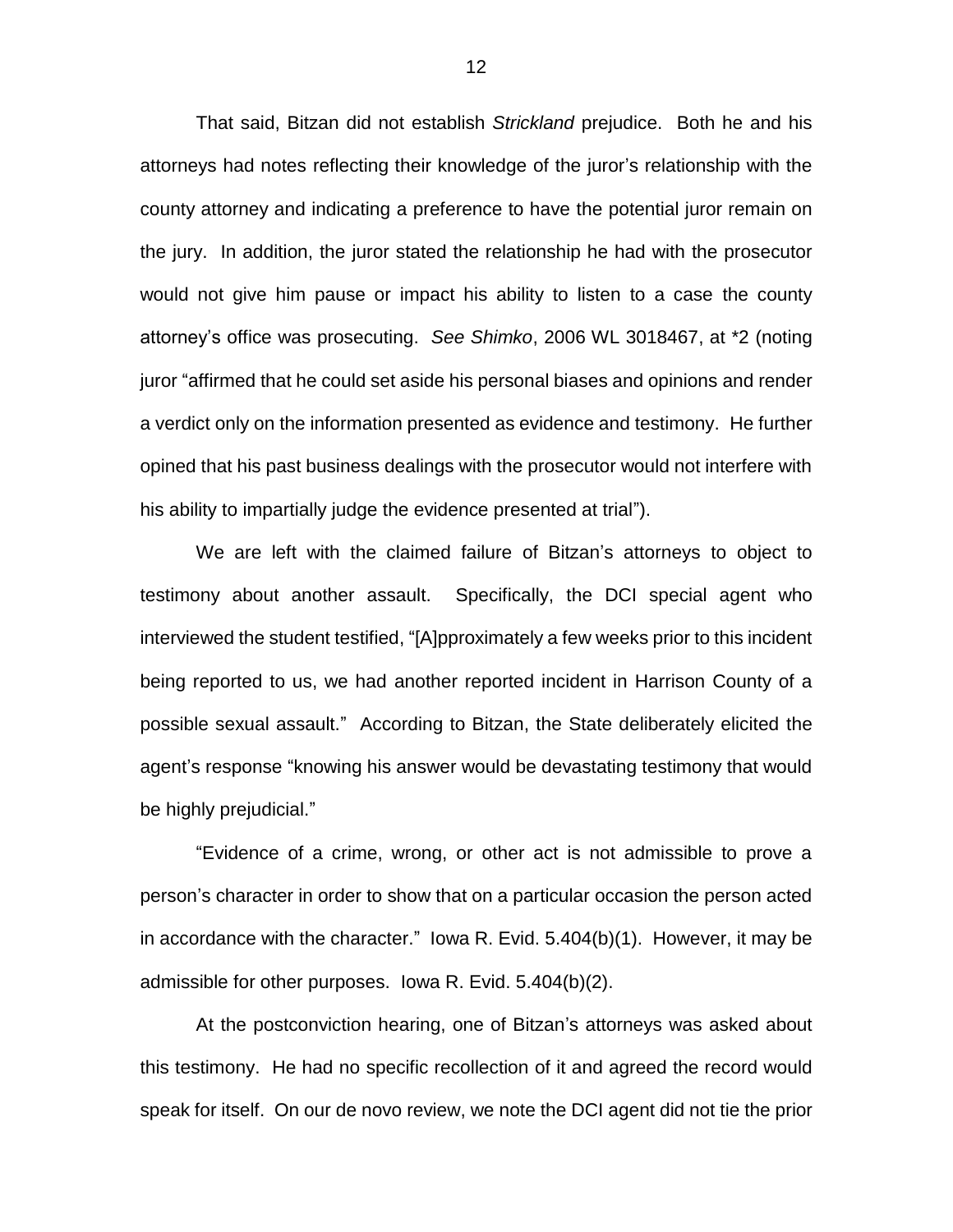That said, Bitzan did not establish *Strickland* prejudice. Both he and his attorneys had notes reflecting their knowledge of the juror's relationship with the county attorney and indicating a preference to have the potential juror remain on the jury. In addition, the juror stated the relationship he had with the prosecutor would not give him pause or impact his ability to listen to a case the county attorney's office was prosecuting. *See Shimko*, 2006 WL 3018467, at *2 (noting juror "affirmed that he could set aside his personal biases and opinions and render a verdict only on the information presented as evidence and testimony. He further opined that his past business dealings with the prosecutor would not interfere with his ability to impartially judge the evidence presented at trial").

We are left with the claimed failure of Bitzan's attorneys to object to testimony about another assault. Specifically, the DCI special agent who interviewed the student testified, "[A]pproximately a few weeks prior to this incident being reported to us, we had another reported incident in Harrison County of a possible sexual assault." According to Bitzan, the State deliberately elicited the agent's response "knowing his answer would be devastating testimony that would be highly prejudicial."

"Evidence of a crime, wrong, or other act is not admissible to prove a person's character in order to show that on a particular occasion the person acted in accordance with the character." Iowa R. Evid. 5.404(b)(1). However, it may be admissible for other purposes. Iowa R. Evid. 5.404(b)(2).

At the postconviction hearing, one of Bitzan's attorneys was asked about this testimony. He had no specific recollection of it and agreed the record would speak for itself. On our de novo review, we note the DCI agent did not tie the prior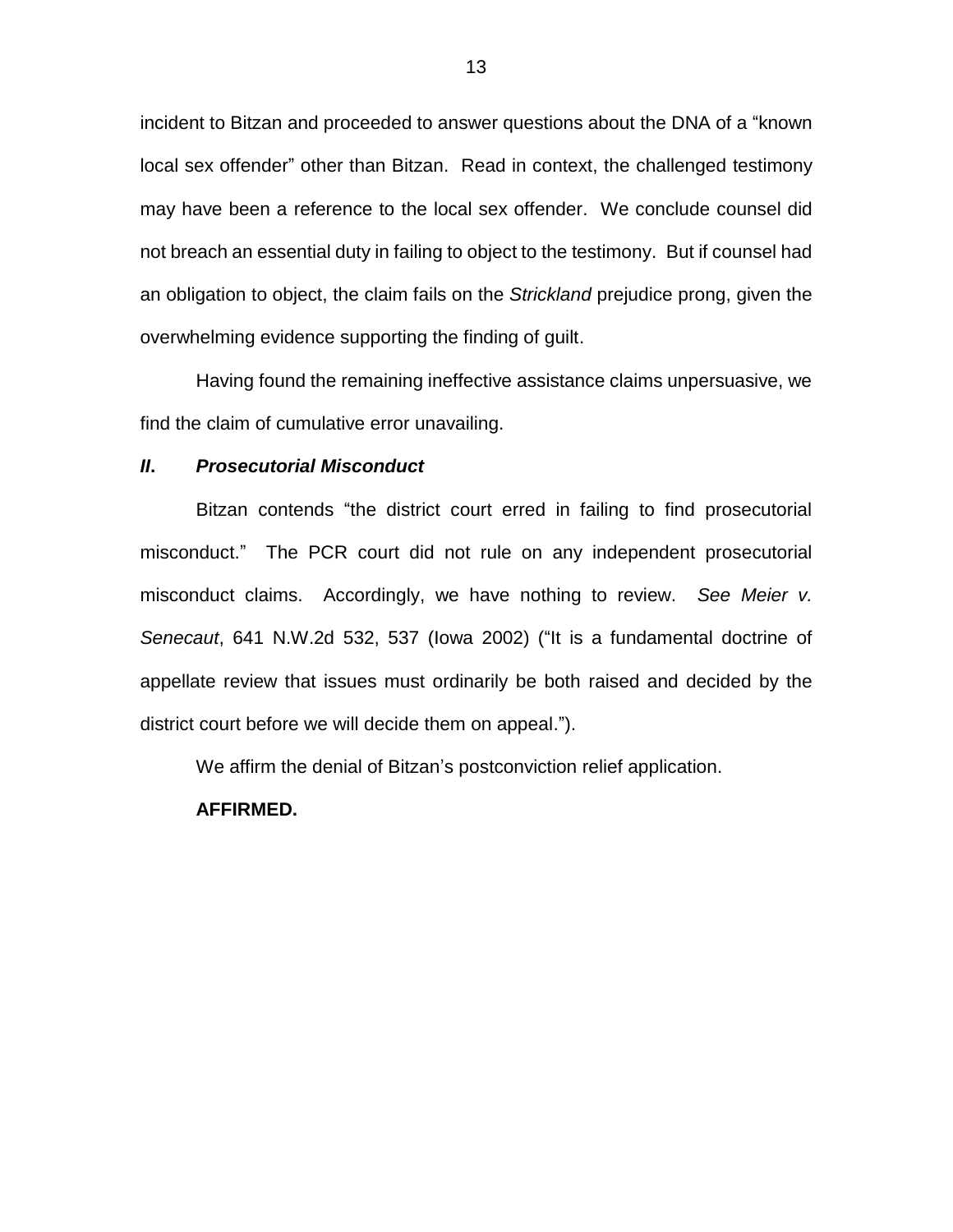incident to Bitzan and proceeded to answer questions about the DNA of a "known local sex offender" other than Bitzan. Read in context, the challenged testimony may have been a reference to the local sex offender. We conclude counsel did not breach an essential duty in failing to object to the testimony. But if counsel had an obligation to object, the claim fails on the *Strickland* prejudice prong, given the overwhelming evidence supporting the finding of guilt.

Having found the remaining ineffective assistance claims unpersuasive, we find the claim of cumulative error unavailing.

### *II. Prosecutorial Misconduct*

Bitzan contends "the district court erred in failing to find prosecutorial misconduct." The PCR court did not rule on any independent prosecutorial misconduct claims. Accordingly, we have nothing to review. *See Meier v. Senecaut*, 641 N.W.2d 532, 537 (Iowa 2002) ("It is a fundamental doctrine of appellate review that issues must ordinarily be both raised and decided by the district court before we will decide them on appeal.").

We affirm the denial of Bitzan's postconviction relief application.

**AFFIRMED.**